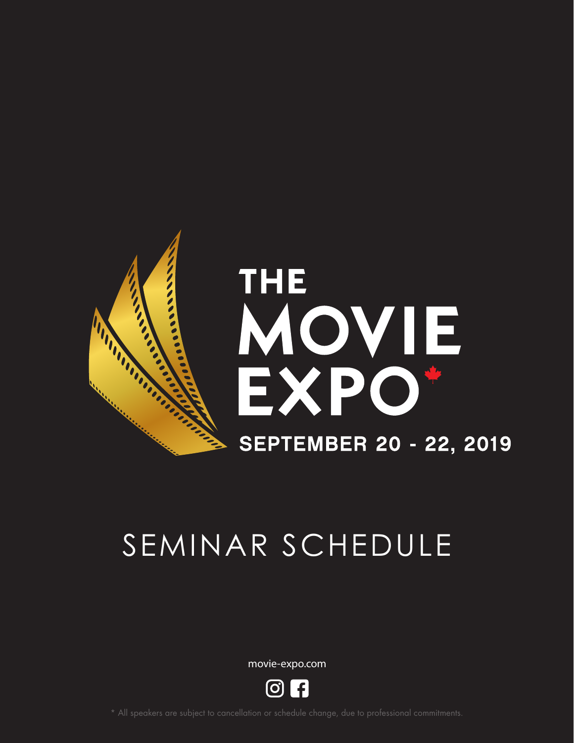# THE MOVIE EXPO

**SEPTEMBER 20 - 22, 2019**

## SEMINAR SCHEDULE

movie-expo.com

* All speakers are subject to cancellation or schedule change, due to professional commitments.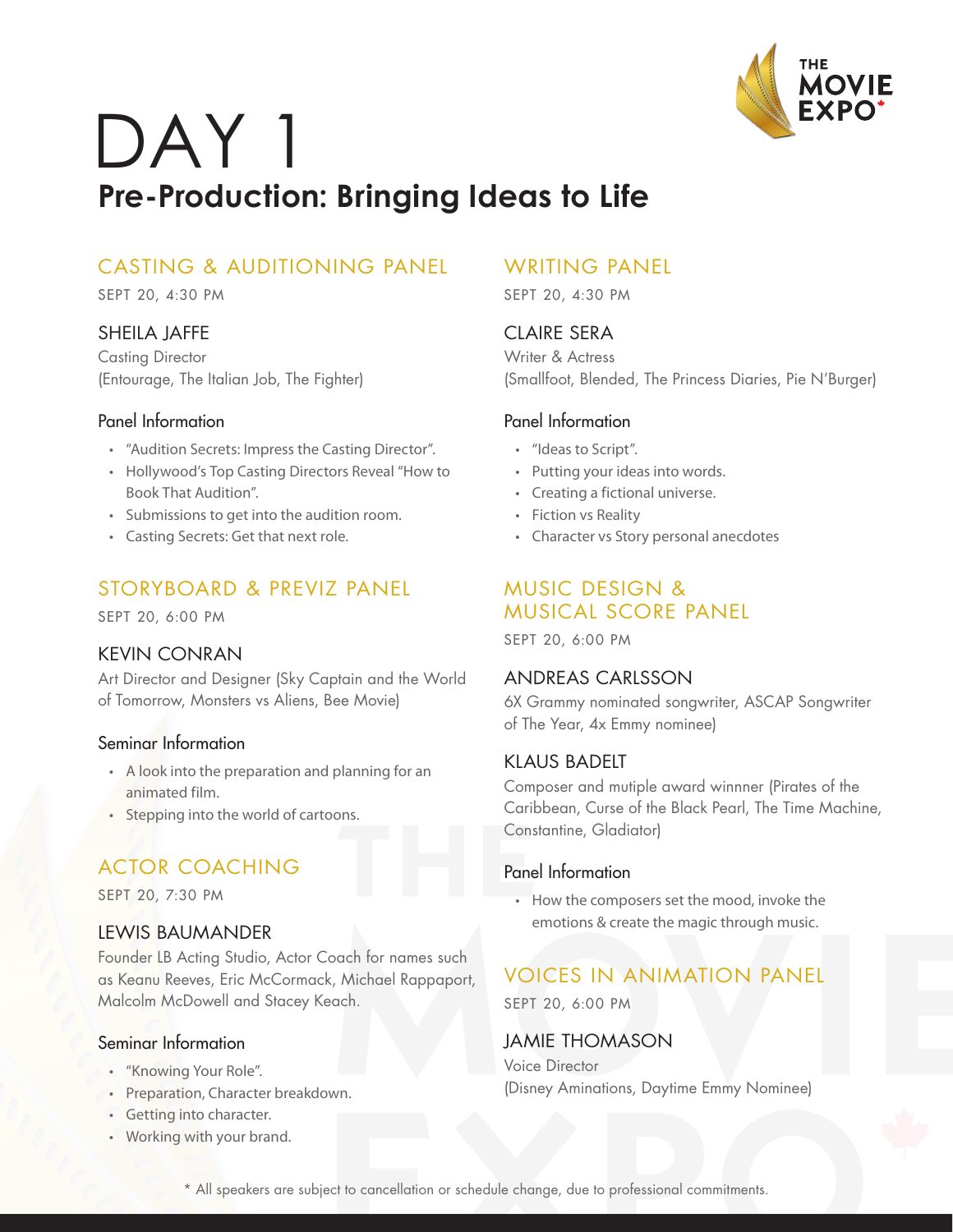# DAY 1

## Pre-Production: Bringing Ideas to Life

### CASTING & AUDITIONING PANEL

SEPT 20, 4:30 PM

#### SHEILA JAFFE

Casting Director
(Entourage, The Italian Job, The Fighter)

**Panel Information**

- "Audition Secrets: Impress the Casting Director".
- Hollywood's Top Casting Directors Reveal "How to Book That Audition".
- Submissions to get into the audition room.
- Casting Secrets: Get that next role.

### STORYBOARD & PREVIZ PANEL

SEPT 20, 6:00 PM

#### KEVIN CONRAN

Art Director and Designer (Sky Captain and the World of Tomorrow, Monsters vs Aliens, Bee Movie)

**Seminar Information**

- A look into the preparation and planning for an animated film.
- Stepping into the world of cartoons.

### ACTOR COACHING

SEPT 20, 7:30 PM

#### LEWIS BAUMANDER

Founder LB Acting Studio, Actor Coach for names such as Keanu Reeves, Eric McCormack, Michael Rappaport, Malcolm McDowell and Stacey Keach.

**Seminar Information**

- "Knowing Your Role".
- Preparation, Character breakdown.
- Getting into character.
- Working with your brand.

### WRITING PANEL

SEPT 20, 4:30 PM

#### CLAIRE SERA

Writer & Actress
(Smallfoot, Blended, The Princess Diaries, Pie N'Burger)

**Panel Information**

- "Ideas to Script".
- Putting your ideas into words.
- Creating a fictional universe.
- Fiction vs Reality
- Character vs Story personal anecdotes

### MUSIC DESIGN & MUSICAL SCORE PANEL

SEPT 20, 6:00 PM

#### ANDREAS CARLSSON

6X Grammy nominated songwriter, ASCAP Songwriter of The Year, 4x Emmy nominee)

#### KLAUS BADELT

Composer and mutiple award winnner (Pirates of the Caribbean, Curse of the Black Pearl, The Time Machine, Constantine, Gladiator)

**Panel Information**

- How the composers set the mood, invoke the emotions & create the magic through music.

### VOICES IN ANIMATION PANEL

SEPT 20, 6:00 PM

#### JAMIE THOMASON

Voice Director
(Disney Aminations, Daytime Emmy Nominee)

\* All speakers are subject to cancellation or schedule change, due to professional commitments.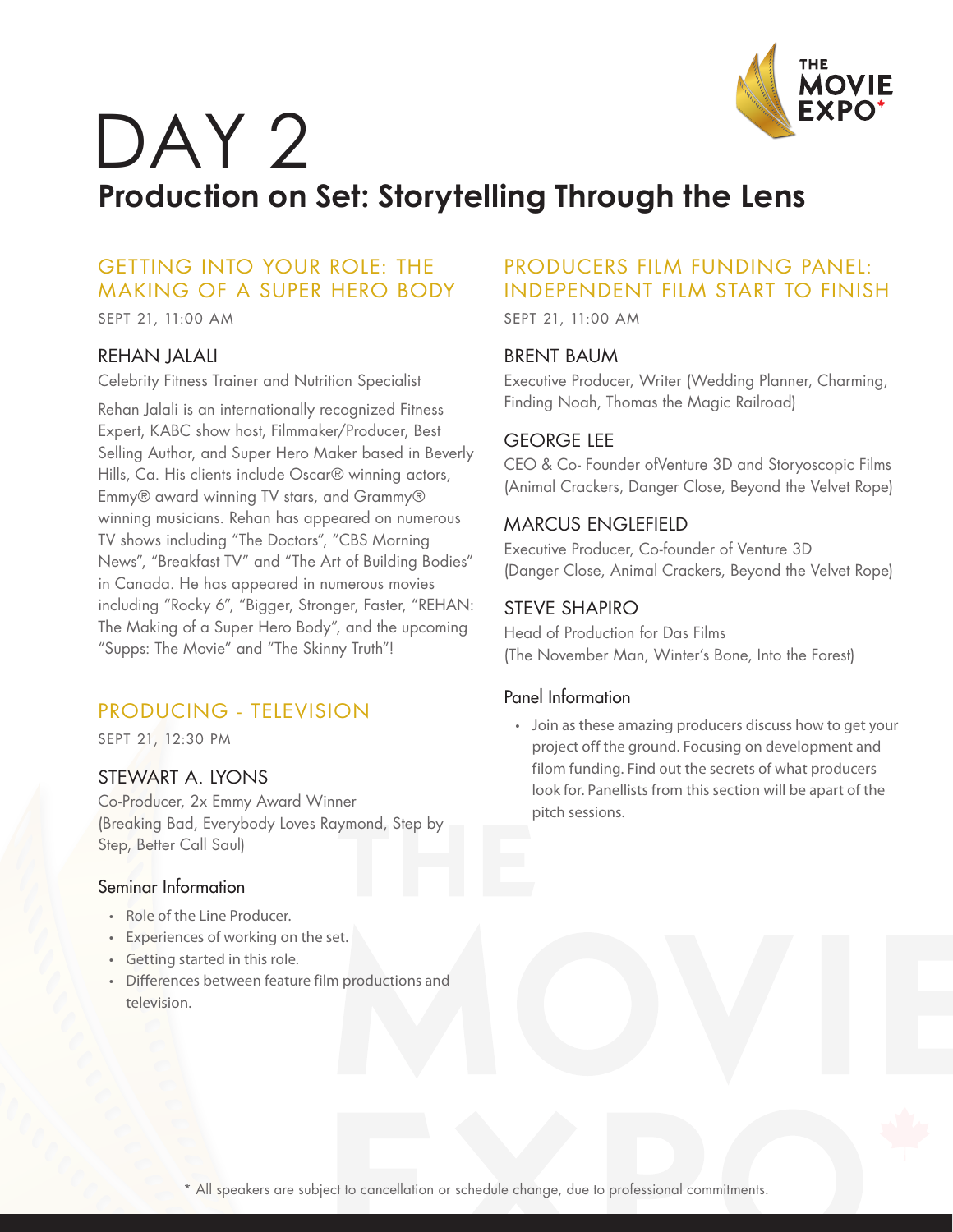# DAY 2

## Production on Set: Storytelling Through the Lens

### GETTING INTO YOUR ROLE: THE MAKING OF A SUPER HERO BODY

SEPT 21, 11:00 AM

#### REHAN JALALI

Celebrity Fitness Trainer and Nutrition Specialist

Rehan Jalali is an internationally recognized Fitness Expert, KABC show host, Filmmaker/Producer, Best Selling Author, and Super Hero Maker based in Beverly Hills, Ca. His clients include Oscar® winning actors, Emmy® award winning TV stars, and Grammy® winning musicians. Rehan has appeared on numerous TV shows including "The Doctors", "CBS Morning News", "Breakfast TV" and "The Art of Building Bodies" in Canada. He has appeared in numerous movies including "Rocky 6", "Bigger, Stronger, Faster, "REHAN: The Making of a Super Hero Body", and the upcoming "Supps: The Movie" and "The Skinny Truth"!

### PRODUCING - TELEVISION

SEPT 21, 12:30 PM

#### STEWART A. LYONS

Co-Producer, 2x Emmy Award Winner
(Breaking Bad, Everybody Loves Raymond, Step by Step, Better Call Saul)

#### Seminar Information

- Role of the Line Producer.
- Experiences of working on the set.
- Getting started in this role.
- Differences between feature film productions and television.

### PRODUCERS FILM FUNDING PANEL: INDEPENDENT FILM START TO FINISH

SEPT 21, 11:00 AM

#### BRENT BAUM

Executive Producer, Writer (Wedding Planner, Charming, Finding Noah, Thomas the Magic Railroad)

#### GEORGE LEE

CEO & Co- Founder ofVenture 3D and Storyoscopic Films (Animal Crackers, Danger Close, Beyond the Velvet Rope)

#### MARCUS ENGLEFIELD

Executive Producer, Co-founder of Venture 3D
(Danger Close, Animal Crackers, Beyond the Velvet Rope)

#### STEVE SHAPIRO

Head of Production for Das Films
(The November Man, Winter's Bone, Into the Forest)

#### Panel Information

- Join as these amazing producers discuss how to get your project off the ground. Focusing on development and filom funding. Find out the secrets of what producers look for. Panellists from this section will be apart of the pitch sessions.

\* All speakers are subject to cancellation or schedule change, due to professional commitments.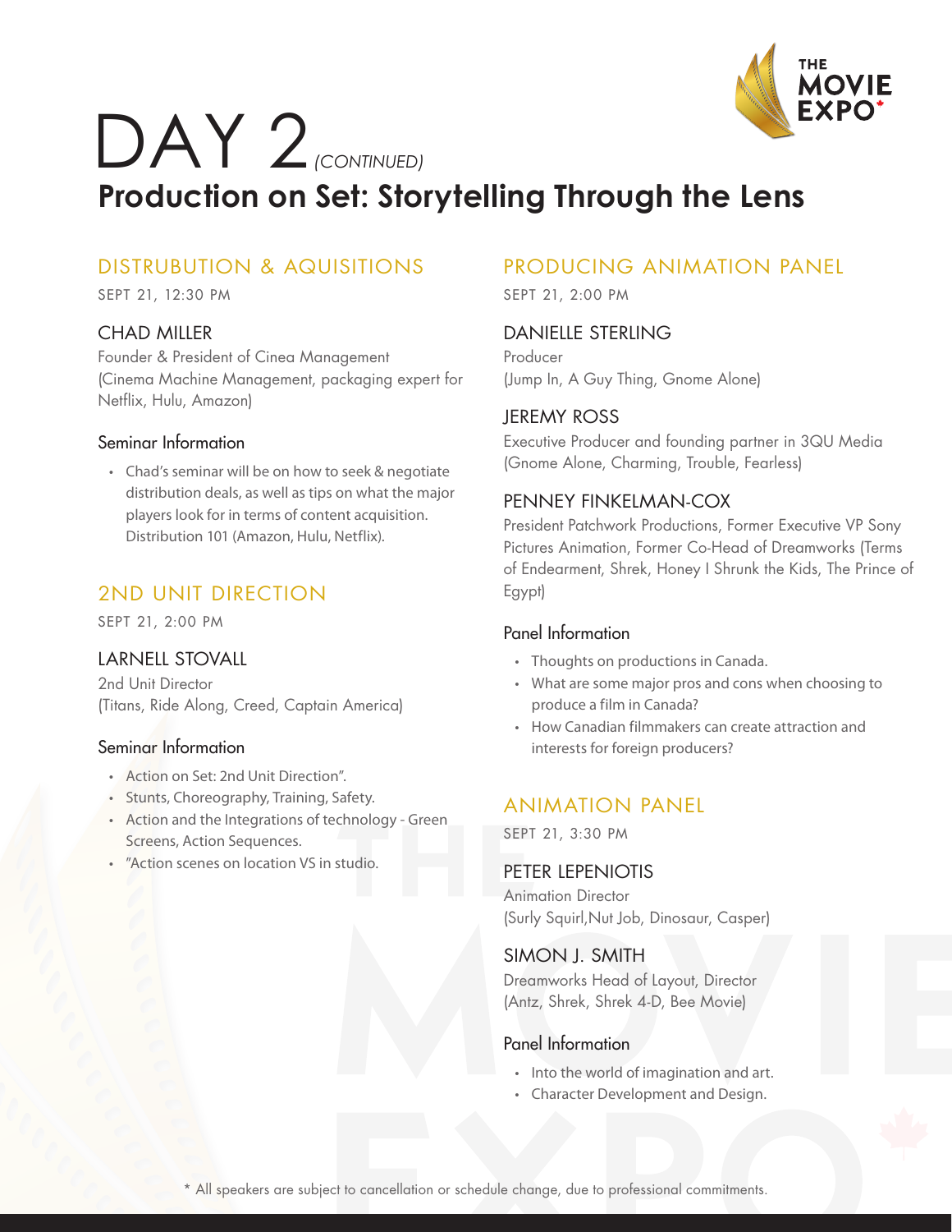# DAY 2 *(CONTINUED)*

## Production on Set: Storytelling Through the Lens

### DISTRUBUTION & AQUISITIONS

SEPT 21, 12:30 PM

#### CHAD MILLER

Founder & President of Cinea Management (Cinema Machine Management, packaging expert for Netflix, Hulu, Amazon)

#### Seminar Information

- Chad's seminar will be on how to seek & negotiate distribution deals, as well as tips on what the major players look for in terms of content acquisition. Distribution 101 (Amazon, Hulu, Netflix).

### 2ND UNIT DIRECTION

SEPT 21, 2:00 PM

#### LARNELL STOVALL

2nd Unit Director
(Titans, Ride Along, Creed, Captain America)

#### Seminar Information

- Action on Set: 2nd Unit Direction".
- Stunts, Choreography, Training, Safety.
- Action and the Integrations of technology - Green Screens, Action Sequences.
- "Action scenes on location VS in studio.

### PRODUCING ANIMATION PANEL

SEPT 21, 2:00 PM

#### DANIELLE STERLING

Producer
(Jump In, A Guy Thing, Gnome Alone)

#### JEREMY ROSS

Executive Producer and founding partner in 3QU Media (Gnome Alone, Charming, Trouble, Fearless)

#### PENNEY FINKELMAN-COX

President Patchwork Productions, Former Executive VP Sony Pictures Animation, Former Co-Head of Dreamworks (Terms of Endearment, Shrek, Honey I Shrunk the Kids, The Prince of Egypt)

#### Panel Information

- Thoughts on productions in Canada.
- What are some major pros and cons when choosing to produce a film in Canada?
- How Canadian filmmakers can create attraction and interests for foreign producers?

### ANIMATION PANEL

SEPT 21, 3:30 PM

#### PETER LEPENIOTIS

Animation Director
(Surly Squirl,Nut Job, Dinosaur, Casper)

#### SIMON J. SMITH

Dreamworks Head of Layout, Director
(Antz, Shrek, Shrek 4-D, Bee Movie)

#### Panel Information

- Into the world of imagination and art.
- Character Development and Design.

* All speakers are subject to cancellation or schedule change, due to professional commitments.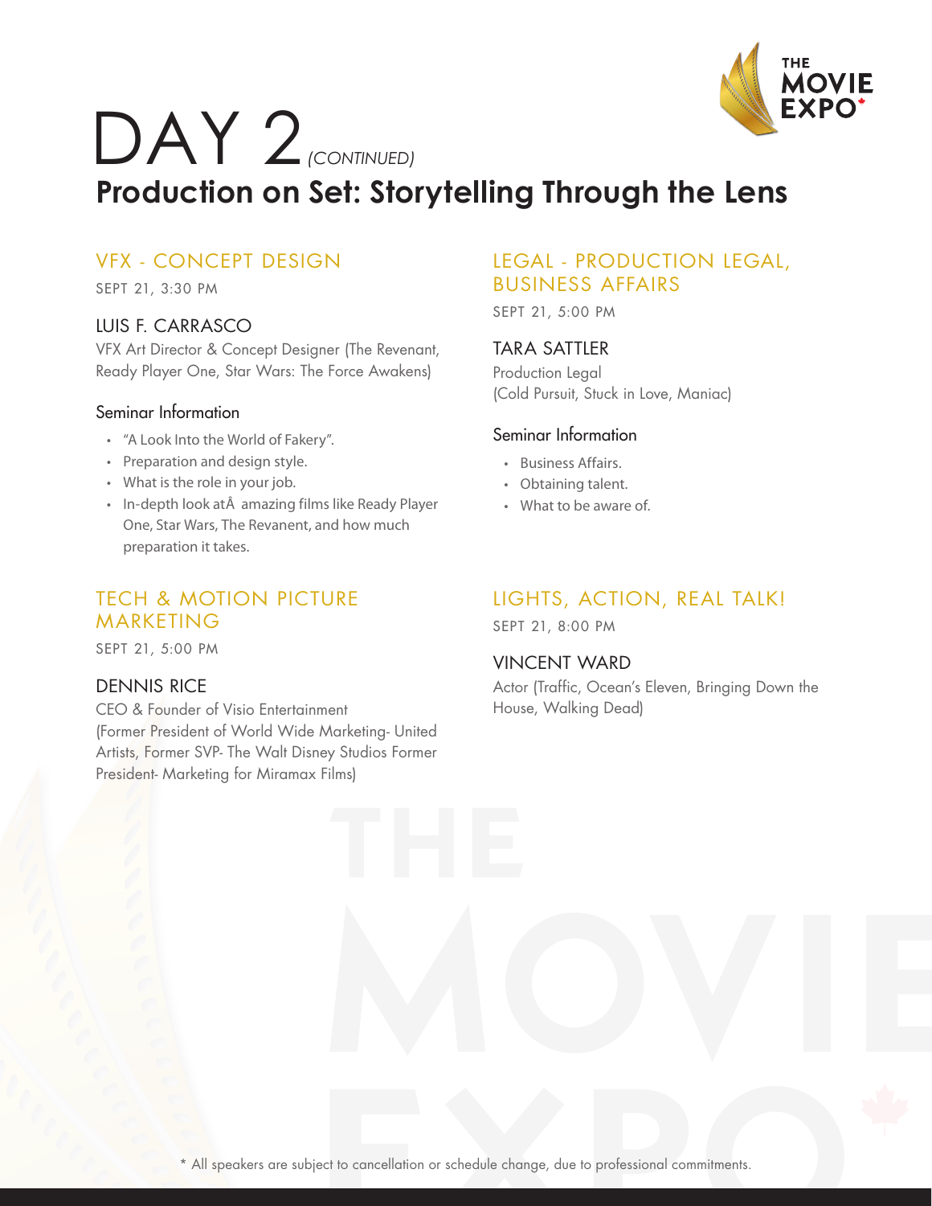# DAY 2 *(CONTINUED)*

## Production on Set: Storytelling Through the Lens

### VFX - CONCEPT DESIGN

SEPT 21, 3:30 PM

#### LUIS F. CARRASCO

VFX Art Director & Concept Designer (The Revenant, Ready Player One, Star Wars: The Force Awakens)

**Seminar Information**

- "A Look Into the World of Fakery".
- Preparation and design style.
- What is the role in your job.
- In-depth look atÂ amazing films like Ready Player One, Star Wars, The Revenant, and how much preparation it takes.

### TECH & MOTION PICTURE MARKETING

SEPT 21, 5:00 PM

#### DENNIS RICE

CEO & Founder of Visio Entertainment (Former President of World Wide Marketing- United Artists, Former SVP- The Walt Disney Studios Former President- Marketing for Miramax Films)

### LEGAL - PRODUCTION LEGAL, BUSINESS AFFAIRS

SEPT 21, 5:00 PM

#### TARA SATTLER

Production Legal
(Cold Pursuit, Stuck in Love, Maniac)

**Seminar Information**

- Business Affairs.
- Obtaining talent.
- What to be aware of.

### LIGHTS, ACTION, REAL TALK!

SEPT 21, 8:00 PM

#### VINCENT WARD

Actor (Traffic, Ocean's Eleven, Bringing Down the House, Walking Dead)

* All speakers are subject to cancellation or schedule change, due to professional commitments.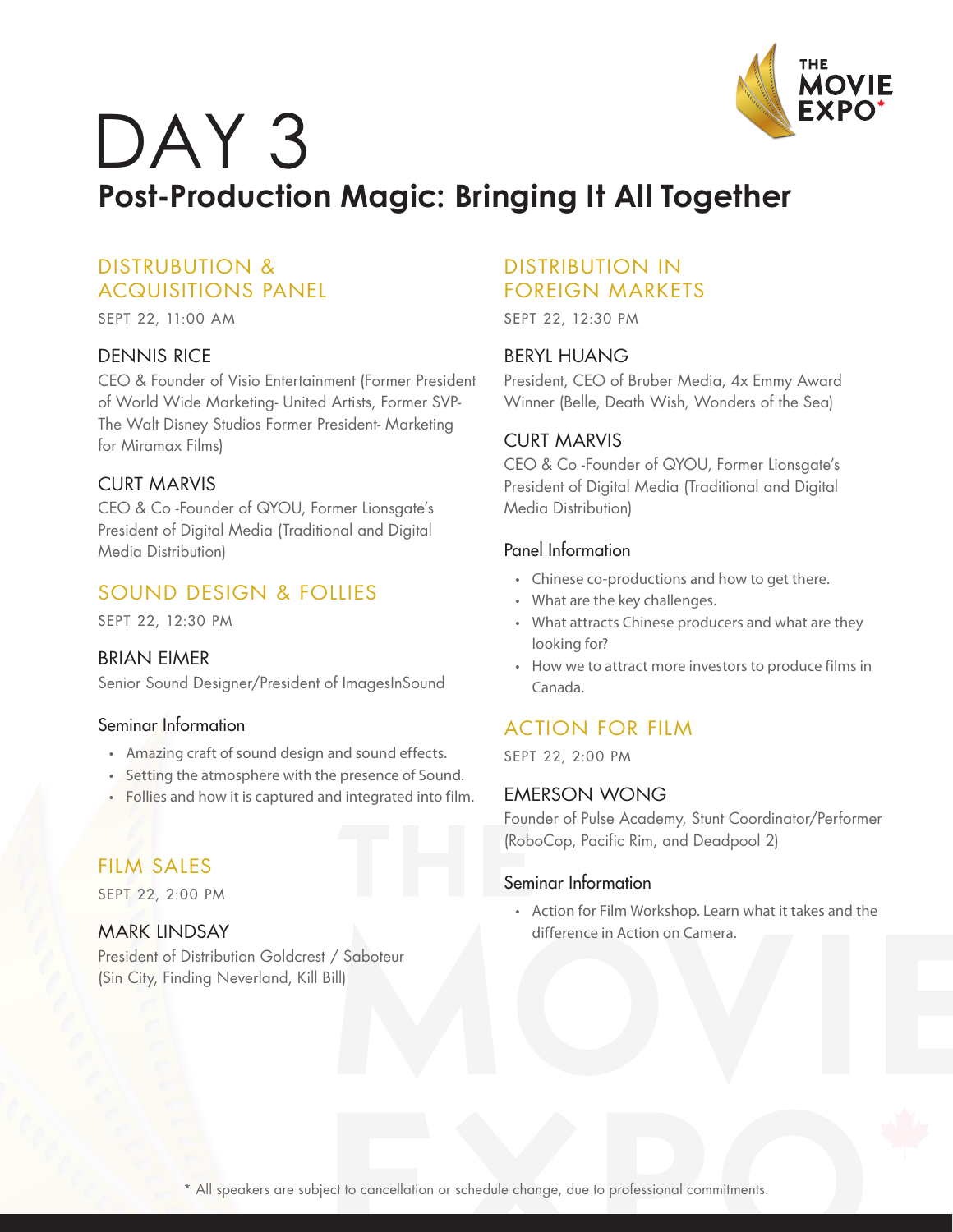# DAY 3

## Post-Production Magic: Bringing It All Together

### DISTRUBUTION & ACQUISITIONS PANEL

SEPT 22, 11:00 AM

**DENNIS RICE**

CEO & Founder of Visio Entertainment (Former President of World Wide Marketing- United Artists, Former SVP- The Walt Disney Studios Former President- Marketing for Miramax Films)

**CURT MARVIS**

CEO & Co -Founder of QYOU, Former Lionsgate's President of Digital Media (Traditional and Digital Media Distribution)

### SOUND DESIGN & FOLLIES

SEPT 22, 12:30 PM

**BRIAN EIMER**

Senior Sound Designer/President of ImagesInSound

#### Seminar Information

- Amazing craft of sound design and sound effects.
- Setting the atmosphere with the presence of Sound.
- Follies and how it is captured and integrated into film.

### FILM SALES

SEPT 22, 2:00 PM

**MARK LINDSAY**

President of Distribution Goldcrest / Saboteur (Sin City, Finding Neverland, Kill Bill)

### DISTRIBUTION IN FOREIGN MARKETS

SEPT 22, 12:30 PM

**BERYL HUANG**

President, CEO of Bruber Media, 4x Emmy Award Winner (Belle, Death Wish, Wonders of the Sea)

**CURT MARVIS**

CEO & Co -Founder of QYOU, Former Lionsgate's President of Digital Media (Traditional and Digital Media Distribution)

#### Panel Information

- Chinese co-productions and how to get there.
- What are the key challenges.
- What attracts Chinese producers and what are they looking for?
- How we to attract more investors to produce films in Canada.

### ACTION FOR FILM

SEPT 22, 2:00 PM

**EMERSON WONG**

Founder of Pulse Academy, Stunt Coordinator/Performer (RoboCop, Pacific Rim, and Deadpool 2)

#### Seminar Information

- Action for Film Workshop. Learn what it takes and the difference in Action on Camera.

\* All speakers are subject to cancellation or schedule change, due to professional commitments.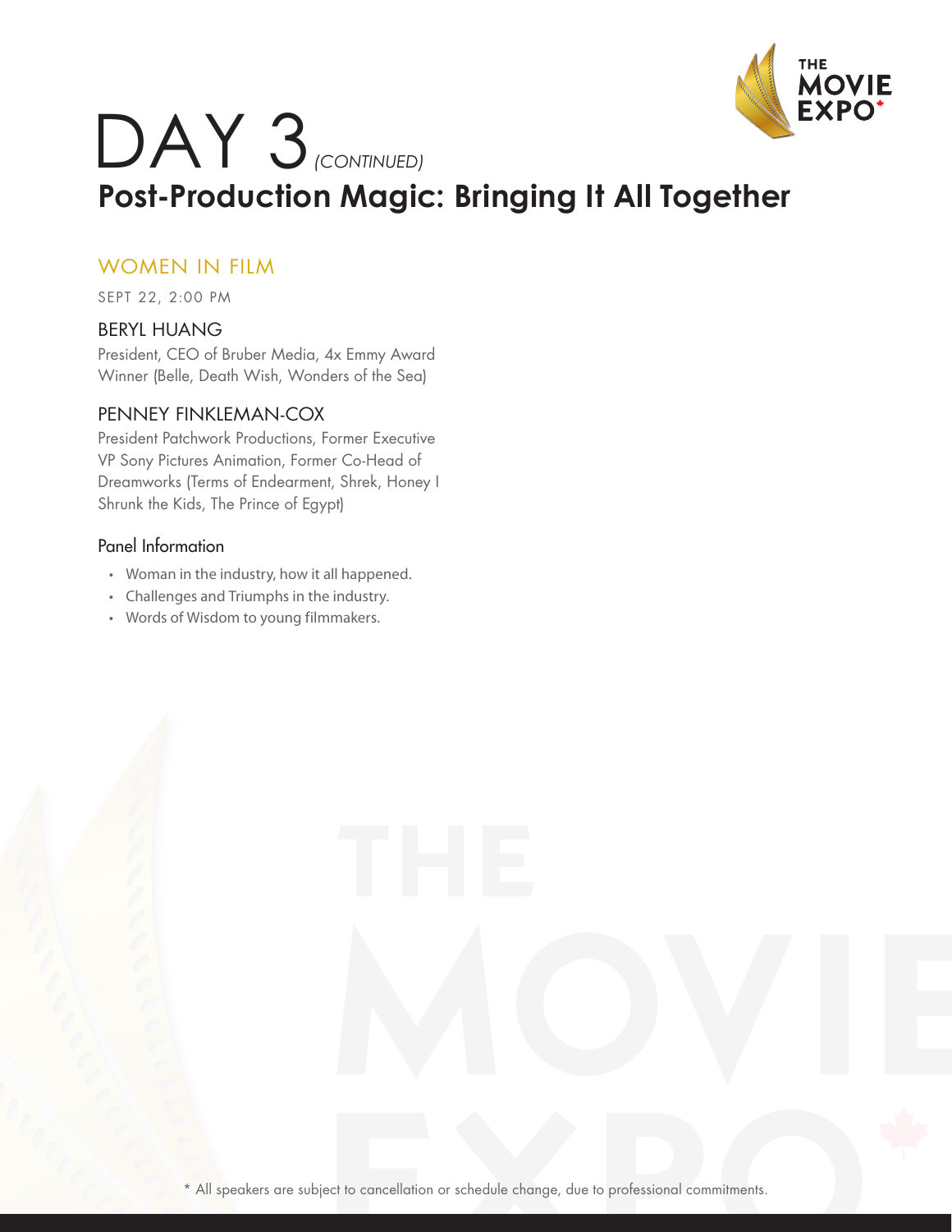# DAY 3 *(CONTINUED)*

## Post-Production Magic: Bringing It All Together

### WOMEN IN FILM

SEPT 22, 2:00 PM

#### BERYL HUANG

President, CEO of Bruber Media, 4x Emmy Award Winner (Belle, Death Wish, Wonders of the Sea)

#### PENNEY FINKLEMAN-COX

President Patchwork Productions, Former Executive VP Sony Pictures Animation, Former Co-Head of Dreamworks (Terms of Endearment, Shrek, Honey I Shrunk the Kids, The Prince of Egypt)

#### Panel Information

- Woman in the industry, how it all happened.
- Challenges and Triumphs in the industry.
- Words of Wisdom to young filmmakers.

* All speakers are subject to cancellation or schedule change, due to professional commitments.